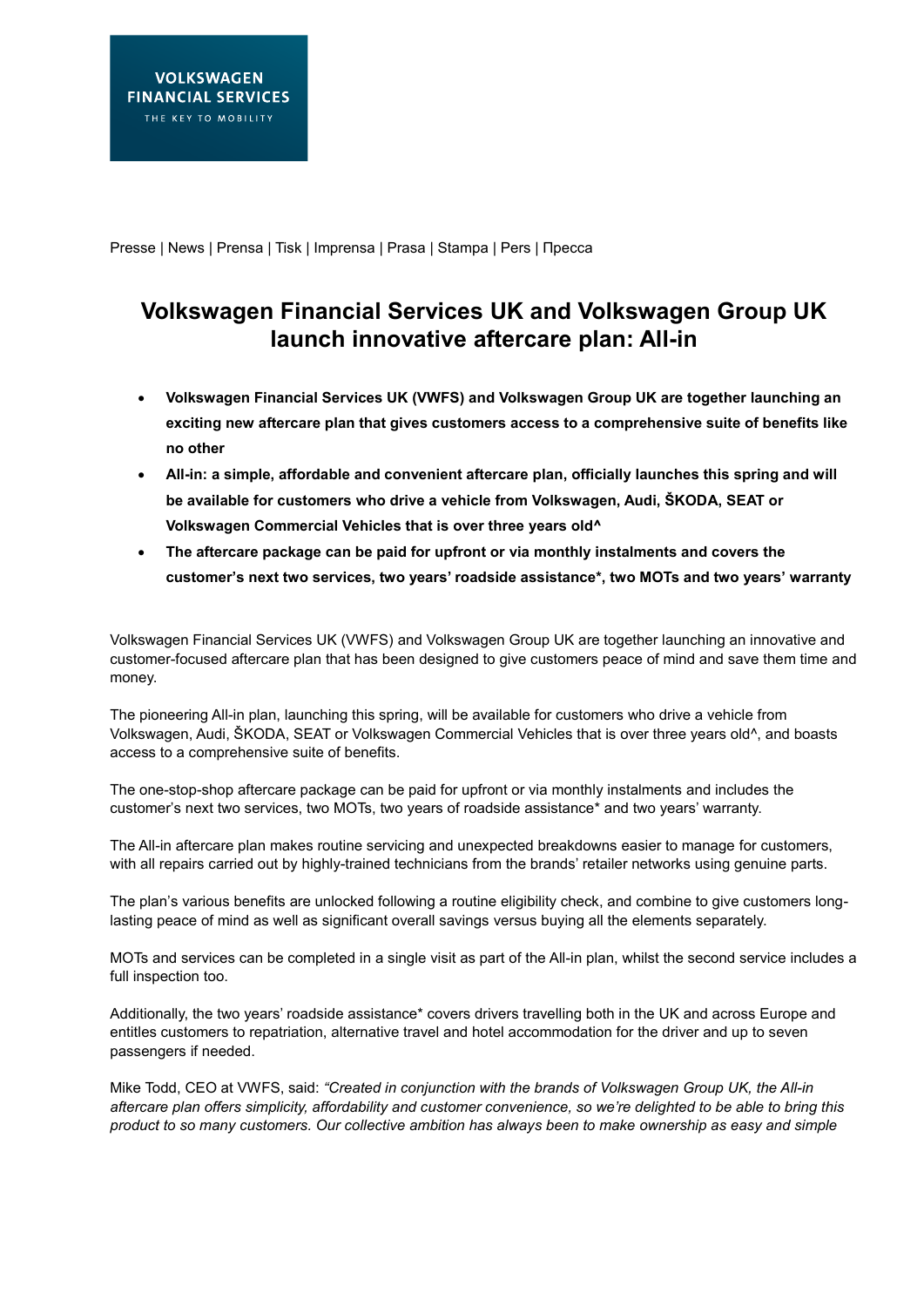VOLKSWAGEN FINANCIAL SERVICES
THE KEY TO MOBILITY

Presse | News | Prensa | Tisk | Imprensa | Prasa | Stampa | Pers | Пресса

# Volkswagen Financial Services UK and Volkswagen Group UK launch innovative aftercare plan: All-in

- **Volkswagen Financial Services UK (VWFS) and Volkswagen Group UK are together launching an exciting new aftercare plan that gives customers access to a comprehensive suite of benefits like no other**
- **All-in: a simple, affordable and convenient aftercare plan, officially launches this spring and will be available for customers who drive a vehicle from Volkswagen, Audi, ŠKODA, SEAT or Volkswagen Commercial Vehicles that is over three years old^**
- **The aftercare package can be paid for upfront or via monthly instalments and covers the customer's next two services, two years' roadside assistance*, two MOTs and two years' warranty**

Volkswagen Financial Services UK (VWFS) and Volkswagen Group UK are together launching an innovative and customer-focused aftercare plan that has been designed to give customers peace of mind and save them time and money.

The pioneering All-in plan, launching this spring, will be available for customers who drive a vehicle from Volkswagen, Audi, ŠKODA, SEAT or Volkswagen Commercial Vehicles that is over three years old^, and boasts access to a comprehensive suite of benefits.

The one-stop-shop aftercare package can be paid for upfront or via monthly instalments and includes the customer's next two services, two MOTs, two years of roadside assistance* and two years' warranty.

The All-in aftercare plan makes routine servicing and unexpected breakdowns easier to manage for customers, with all repairs carried out by highly-trained technicians from the brands' retailer networks using genuine parts.

The plan's various benefits are unlocked following a routine eligibility check, and combine to give customers long-lasting peace of mind as well as significant overall savings versus buying all the elements separately.

MOTs and services can be completed in a single visit as part of the All-in plan, whilst the second service includes a full inspection too.

Additionally, the two years' roadside assistance* covers drivers travelling both in the UK and across Europe and entitles customers to repatriation, alternative travel and hotel accommodation for the driver and up to seven passengers if needed.

Mike Todd, CEO at VWFS, said: *"Created in conjunction with the brands of Volkswagen Group UK, the All-in aftercare plan offers simplicity, affordability and customer convenience, so we're delighted to be able to bring this product to so many customers. Our collective ambition has always been to make ownership as easy and simple*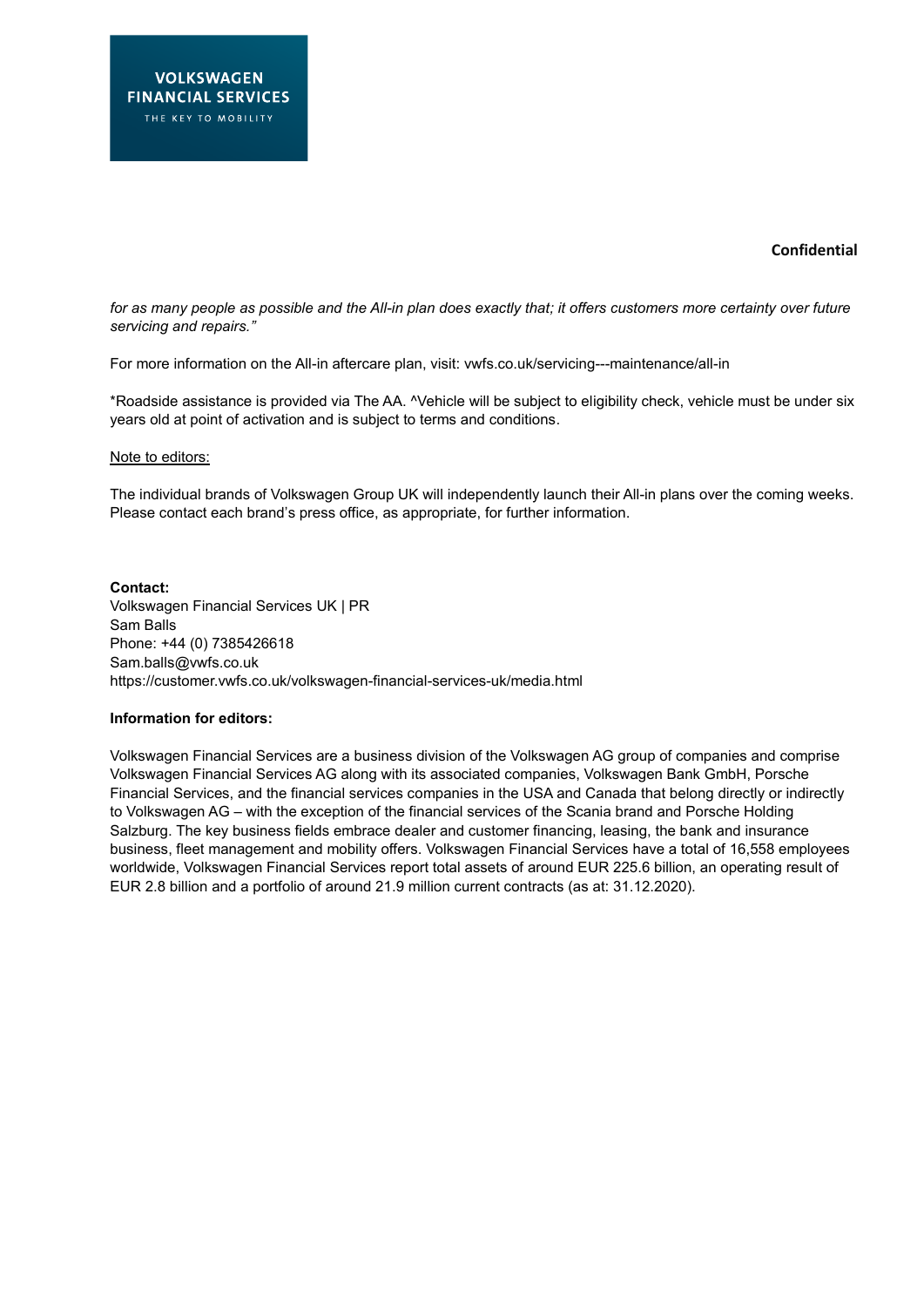**Confidential**

*for as many people as possible and the All-in plan does exactly that; it offers customers more certainty over future servicing and repairs."*

For more information on the All-in aftercare plan, visit: vwfs.co.uk/servicing---maintenance/all-in

*Roadside assistance is provided via The AA. ^Vehicle will be subject to eligibility check, vehicle must be under six years old at point of activation and is subject to terms and conditions.

Note to editors:

The individual brands of Volkswagen Group UK will independently launch their All-in plans over the coming weeks. Please contact each brand's press office, as appropriate, for further information.

**Contact:**
Volkswagen Financial Services UK | PR
Sam Balls
Phone: +44 (0) 7385426618
Sam.balls@vwfs.co.uk
https://customer.vwfs.co.uk/volkswagen-financial-services-uk/media.html

**Information for editors:**

Volkswagen Financial Services are a business division of the Volkswagen AG group of companies and comprise Volkswagen Financial Services AG along with its associated companies, Volkswagen Bank GmbH, Porsche Financial Services, and the financial services companies in the USA and Canada that belong directly or indirectly to Volkswagen AG – with the exception of the financial services of the Scania brand and Porsche Holding Salzburg. The key business fields embrace dealer and customer financing, leasing, the bank and insurance business, fleet management and mobility offers. Volkswagen Financial Services have a total of 16,558 employees worldwide, Volkswagen Financial Services report total assets of around EUR 225.6 billion, an operating result of EUR 2.8 billion and a portfolio of around 21.9 million current contracts (as at: 31.12.2020).